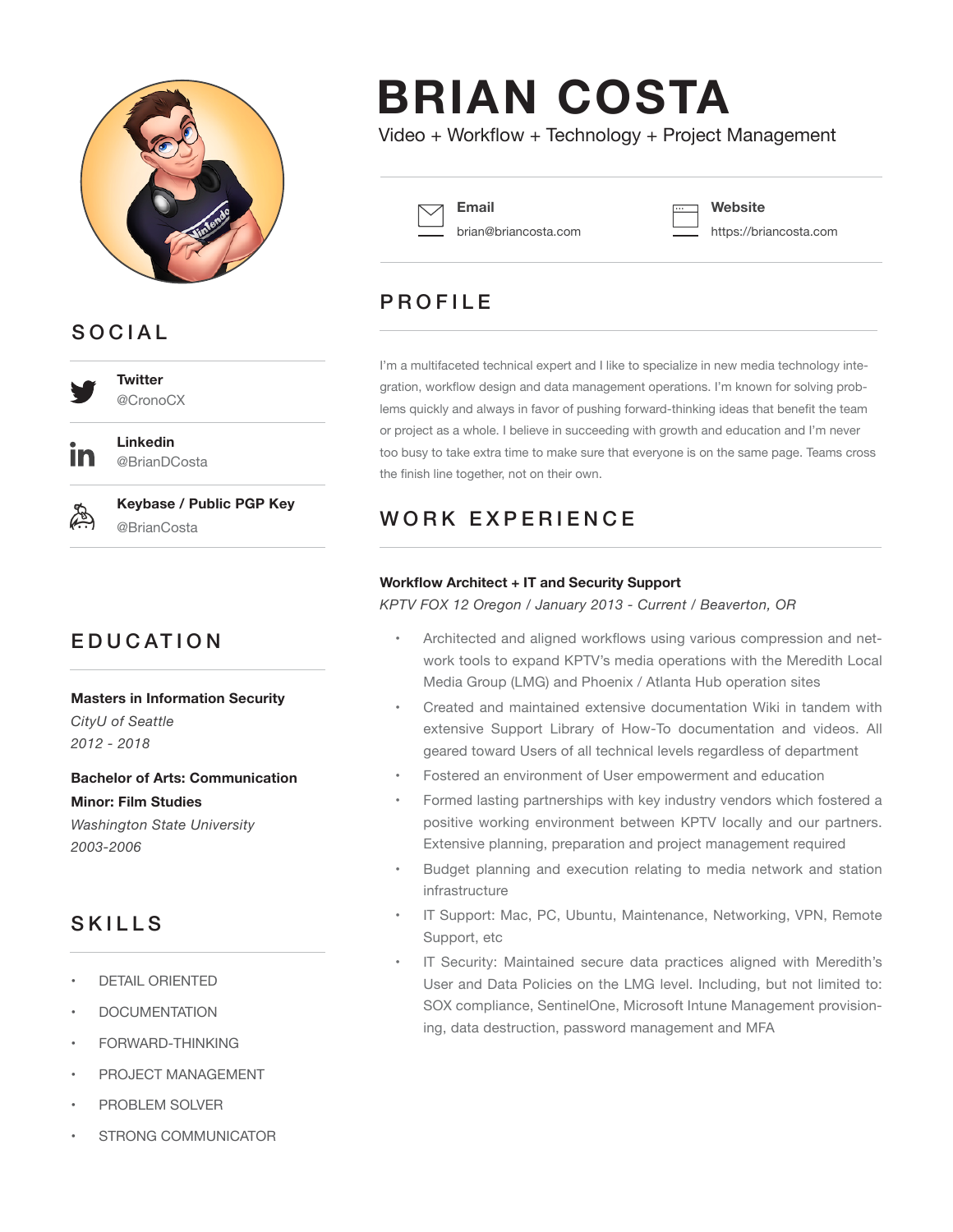# BRIAN COSTA

Video + Workflow + Technology + Project Management

**Email**
brian@briancosta.com

**Website**
https://briancosta.com

## SOCIAL

**Twitter**
@CronoCX

**Linkedin**
@BrianDCosta

**Keybase / Public PGP Key**
@BrianCosta

## EDUCATION

**Masters in Information Security**
*CityU of Seattle*
*2012 - 2018*

**Bachelor of Arts: Communication**
**Minor: Film Studies**
*Washington State University*
*2003-2006*

## SKILLS

- DETAIL ORIENTED
- DOCUMENTATION
- FORWARD-THINKING
- PROJECT MANAGEMENT
- PROBLEM SOLVER
- STRONG COMMUNICATOR

## PROFILE

I'm a multifaceted technical expert and I like to specialize in new media technology integration, workflow design and data management operations. I'm known for solving problems quickly and always in favor of pushing forward-thinking ideas that benefit the team or project as a whole. I believe in succeeding with growth and education and I'm never too busy to take extra time to make sure that everyone is on the same page. Teams cross the finish line together, not on their own.

## WORK EXPERIENCE

**Workflow Architect + IT and Security Support**
*KPTV FOX 12 Oregon / January 2013 - Current / Beaverton, OR*

- Architected and aligned workflows using various compression and network tools to expand KPTV's media operations with the Meredith Local Media Group (LMG) and Phoenix / Atlanta Hub operation sites
- Created and maintained extensive documentation Wiki in tandem with extensive Support Library of How-To documentation and videos. All geared toward Users of all technical levels regardless of department
- Fostered an environment of User empowerment and education
- Formed lasting partnerships with key industry vendors which fostered a positive working environment between KPTV locally and our partners. Extensive planning, preparation and project management required
- Budget planning and execution relating to media network and station infrastructure
- IT Support: Mac, PC, Ubuntu, Maintenance, Networking, VPN, Remote Support, etc
- IT Security: Maintained secure data practices aligned with Meredith's User and Data Policies on the LMG level. Including, but not limited to: SOX compliance, SentinelOne, Microsoft Intune Management provisioning, data destruction, password management and MFA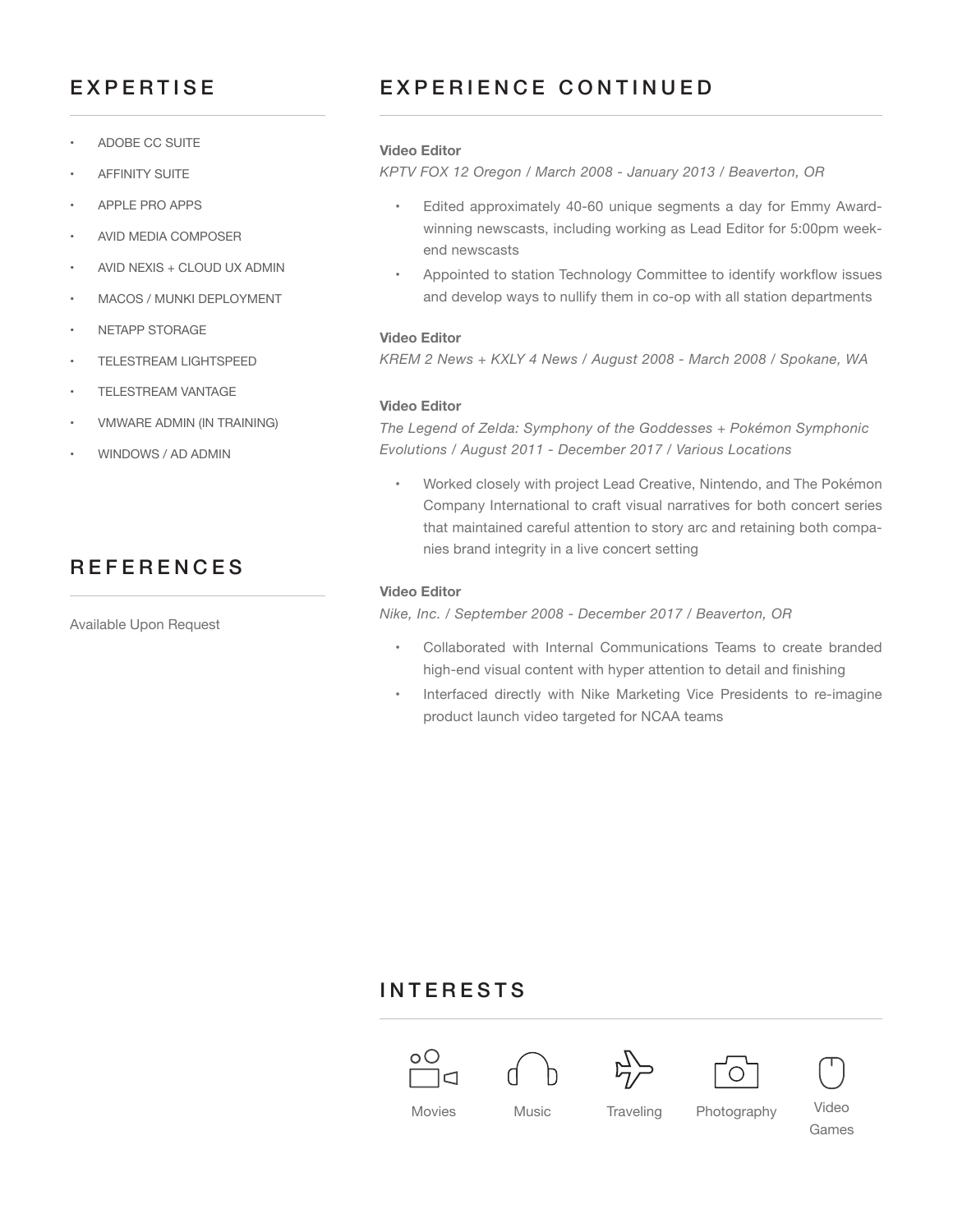## EXPERTISE

- ADOBE CC SUITE
- AFFINITY SUITE
- APPLE PRO APPS
- AVID MEDIA COMPOSER
- AVID NEXIS + CLOUD UX ADMIN
- MACOS / MUNKI DEPLOYMENT
- NETAPP STORAGE
- TELESTREAM LIGHTSPEED
- TELESTREAM VANTAGE
- VMWARE ADMIN (IN TRAINING)
- WINDOWS / AD ADMIN

## REFERENCES

Available Upon Request

## EXPERIENCE CONTINUED

**Video Editor**
*KPTV FOX 12 Oregon / March 2008 - January 2013 / Beaverton, OR*

- Edited approximately 40-60 unique segments a day for Emmy Award-winning newscasts, including working as Lead Editor for 5:00pm week-end newscasts
- Appointed to station Technology Committee to identify workflow issues and develop ways to nullify them in co-op with all station departments

**Video Editor**
*KREM 2 News + KXLY 4 News / August 2008 - March 2008 / Spokane, WA*

**Video Editor**
*The Legend of Zelda: Symphony of the Goddesses + Pokémon Symphonic Evolutions / August 2011 - December 2017 / Various Locations*

- Worked closely with project Lead Creative, Nintendo, and The Pokémon Company International to craft visual narratives for both concert series that maintained careful attention to story arc and retaining both companies brand integrity in a live concert setting

**Video Editor**
*Nike, Inc. / September 2008 - December 2017 / Beaverton, OR*

- Collaborated with Internal Communications Teams to create branded high-end visual content with hyper attention to detail and finishing
- Interfaced directly with Nike Marketing Vice Presidents to re-imagine product launch video targeted for NCAA teams

## INTERESTS

Movies

Music

Traveling

Photography

Video Games